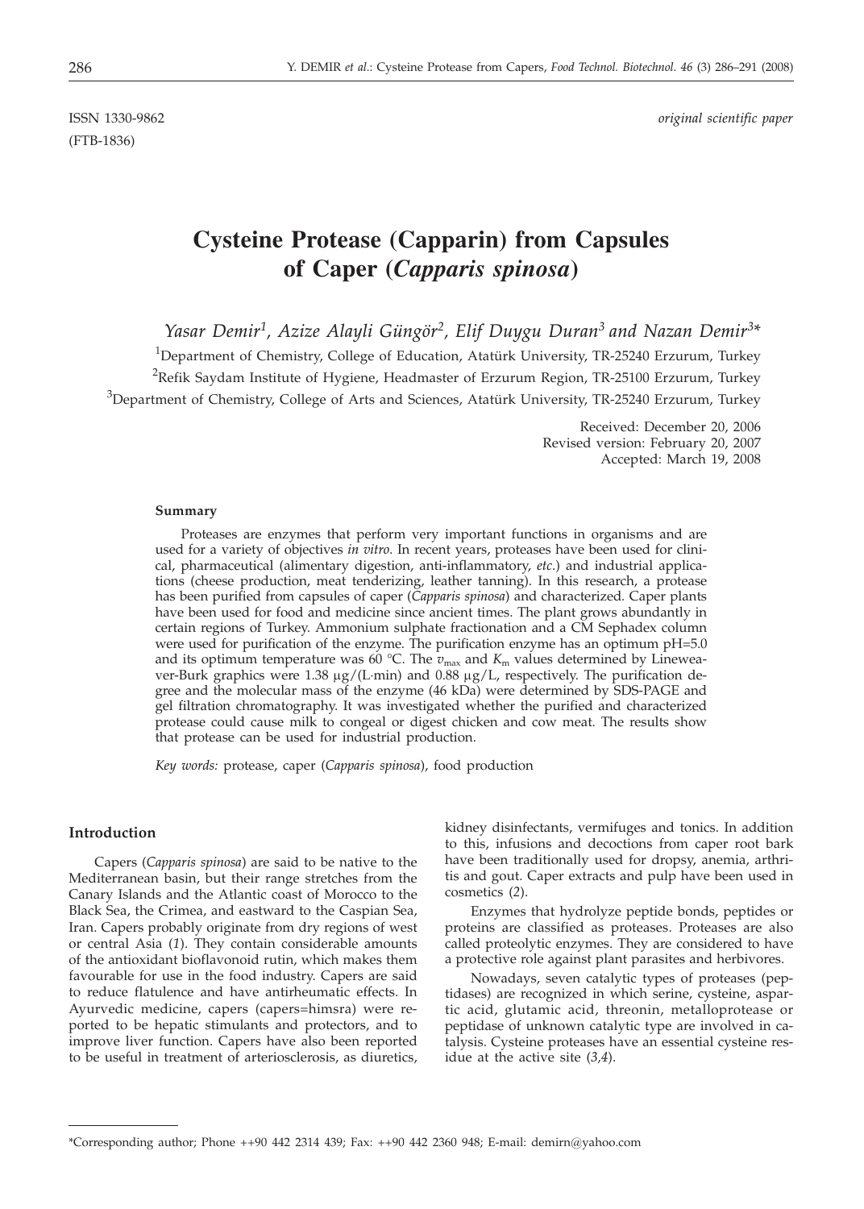ISSN 1330-9862 (FTB-1836)

*original scientific paper*

# Cysteine Protease (Capparin) from Capsules of Caper (*Capparis spinosa*)

*Yasar Demir[1], Azize Alayli Güngör[2], Elif Duygu Duran[3] and Nazan Demir[3]**

[1]Department of Chemistry, College of Education, Atatürk University, TR-25240 Erzurum, Turkey

[2]Refik Saydam Institute of Hygiene, Headmaster of Erzurum Region, TR-25100 Erzurum, Turkey

[3]Department of Chemistry, College of Arts and Sciences, Atatürk University, TR-25240 Erzurum, Turkey

Received: December 20, 2006
Revised version: February 20, 2007
Accepted: March 19, 2008

#### Summary

Proteases are enzymes that perform very important functions in organisms and are used for a variety of objectives *in vitro*. In recent years, proteases have been used for clinical, pharmaceutical (alimentary digestion, anti-inflammatory, *etc.*) and industrial applications (cheese production, meat tenderizing, leather tanning). In this research, a protease has been purified from capsules of caper (*Capparis spinosa*) and characterized. Caper plants have been used for food and medicine since ancient times. The plant grows abundantly in certain regions of Turkey. Ammonium sulphate fractionation and a CM Sephadex column were used for purification of the enzyme. The purification enzyme has an optimum pH=5.0 and its optimum temperature was 60 °C. The $v_{max}$ and $K_m$ values determined by Lineweaver-Burk graphics were 1.38 μg/(L·min) and 0.88 μg/L, respectively. The purification degree and the molecular mass of the enzyme (46 kDa) were determined by SDS-PAGE and gel filtration chromatography. It was investigated whether the purified and characterized protease could cause milk to congeal or digest chicken and cow meat. The results show that protease can be used for industrial production.

*Key words:* protease, caper (*Capparis spinosa*), food production

## Introduction

Capers (*Capparis spinosa*) are said to be native to the Mediterranean basin, but their range stretches from the Canary Islands and the Atlantic coast of Morocco to the Black Sea, the Crimea, and eastward to the Caspian Sea, Iran. Capers probably originate from dry regions of west or central Asia (*1*). They contain considerable amounts of the antioxidant bioflavonoid rutin, which makes them favourable for use in the food industry. Capers are said to reduce flatulence and have antirheumatic effects. In Ayurvedic medicine, capers (capers=himsra) were reported to be hepatic stimulants and protectors, and to improve liver function. Capers have also been reported to be useful in treatment of arteriosclerosis, as diuretics, kidney disinfectants, vermifuges and tonics. In addition to this, infusions and decoctions from caper root bark have been traditionally used for dropsy, anemia, arthritis and gout. Caper extracts and pulp have been used in cosmetics (*2*).

Enzymes that hydrolyze peptide bonds, peptides or proteins are classified as proteases. Proteases are also called proteolytic enzymes. They are considered to have a protective role against plant parasites and herbivores.

Nowadays, seven catalytic types of proteases (peptidases) are recognized in which serine, cysteine, aspartic acid, glutamic acid, threonin, metalloprotease or peptidase of unknown catalytic type are involved in catalysis. Cysteine proteases have an essential cysteine residue at the active site (*3,4*).

*Corresponding author; Phone ++90 442 2314 439; Fax: ++90 442 2360 948; E-mail: demirn@yahoo.com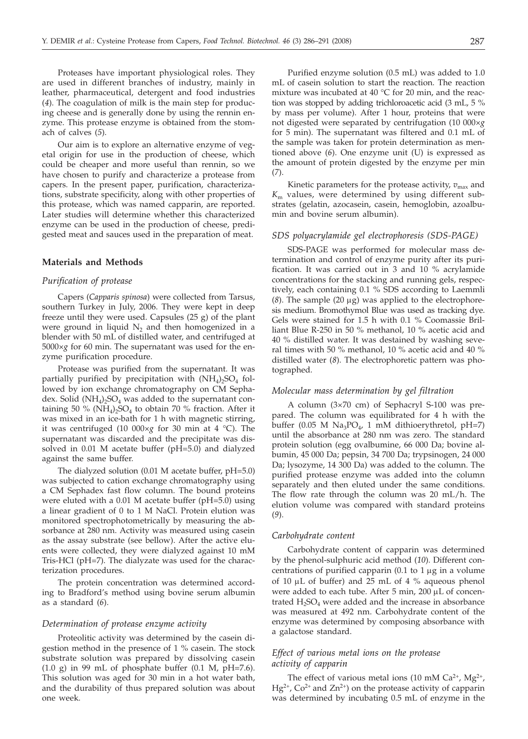Proteases have important physiological roles. They are used in different branches of industry, mainly in leather, pharmaceutical, detergent and food industries (*4*). The coagulation of milk is the main step for producing cheese and is generally done by using the rennin enzyme. This protease enzyme is obtained from the stomach of calves (*5*).

Our aim is to explore an alternative enzyme of vegetal origin for use in the production of cheese, which could be cheaper and more useful than rennin, so we have chosen to purify and characterize a protease from capers. In the present paper, purification, characterizations, substrate specificity, along with other properties of this protease, which was named capparin, are reported. Later studies will determine whether this characterized enzyme can be used in the production of cheese, predigested meat and sauces used in the preparation of meat.

## Materials and Methods

### *Purification of protease*

Capers (*Capparis spinosa*) were collected from Tarsus, southern Turkey in July, 2006. They were kept in deep freeze until they were used. Capsules (25 g) of the plant were ground in liquid $N_2$ and then homogenized in a blender with 50 mL of distilled water, and centrifuged at 5000×*g* for 60 min. The supernatant was used for the enzyme purification procedure.

Protease was purified from the supernatant. It was partially purified by precipitation with $(NH_4)_2SO_4$ followed by ion exchange chromatography on CM Sephadex. Solid $(NH_4)_2SO_4$ was added to the supernatant containing 50 % $(NH_4)_2SO_4$ to obtain 70 % fraction. After it was mixed in an ice-bath for 1 h with magnetic stirring, it was centrifuged (10 000×*g* for 30 min at 4 °C). The supernatant was discarded and the precipitate was dissolved in 0.01 M acetate buffer (pH=5.0) and dialyzed against the same buffer.

The dialyzed solution (0.01 M acetate buffer, pH=5.0) was subjected to cation exchange chromatography using a CM Sephadex fast flow column. The bound proteins were eluted with a 0.01 M acetate buffer (pH=5.0) using a linear gradient of 0 to 1 M NaCl. Protein elution was monitored spectrophotometrically by measuring the absorbance at 280 nm. Activity was measured using casein as the assay substrate (see bellow). After the active eluents were collected, they were dialyzed against 10 mM Tris-HCl (pH=7). The dialyzate was used for the characterization procedures.

The protein concentration was determined according to Bradford's method using bovine serum albumin as a standard (*6*).

### *Determination of protease enzyme activity*

Proteolitic activity was determined by the casein digestion method in the presence of 1 % casein. The stock substrate solution was prepared by dissolving casein (1.0 g) in 99 mL of phosphate buffer (0.1 M, pH=7.6). This solution was aged for 30 min in a hot water bath, and the durability of thus prepared solution was about one week.

Purified enzyme solution (0.5 mL) was added to 1.0 mL of casein solution to start the reaction. The reaction mixture was incubated at 40 °C for 20 min, and the reaction was stopped by adding trichloroacetic acid (3 mL, 5 % by mass per volume). After 1 hour, proteins that were not digested were separated by centrifugation (10 000×*g* for 5 min). The supernatant was filtered and 0.1 mL of the sample was taken for protein determination as mentioned above (*6*). One enzyme unit (U) is expressed as the amount of protein digested by the enzyme per min (*7*).

Kinetic parameters for the protease activity, $v_{max}$ and $K_m$ values, were determined by using different substrates (gelatin, azocasein, casein, hemoglobin, azoalbumin and bovine serum albumin).

### *SDS polyacrylamide gel electrophoresis (SDS-PAGE)*

SDS-PAGE was performed for molecular mass determination and control of enzyme purity after its purification. It was carried out in 3 and 10 % acrylamide concentrations for the stacking and running gels, respectively, each containing 0.1 % SDS according to Laemmli (*8*). The sample (20 μg) was applied to the electrophoresis medium. Bromothymol Blue was used as tracking dye. Gels were stained for 1.5 h with 0.1 % Coomassie Brilliant Blue R-250 in 50 % methanol, 10 % acetic acid and 40 % distilled water. It was destained by washing several times with 50 % methanol, 10 % acetic acid and 40 % distilled water (*8*). The electrophoretic pattern was photographed.

### *Molecular mass determination by gel filtration*

A column (3×70 cm) of Sephacryl S-100 was prepared. The column was equilibrated for 4 h with the buffer (0.05 M $Na_3PO_4$, 1 mM dithioerythretol, pH=7) until the absorbance at 280 nm was zero. The standard protein solution (egg ovalbumine, 66 000 Da; bovine albumin, 45 000 Da; pepsin, 34 700 Da; trypsinogen, 24 000 Da; lysozyme, 14 300 Da) was added to the column. The purified protease enzyme was added into the column separately and then eluted under the same conditions. The flow rate through the column was 20 mL/h. The elution volume was compared with standard proteins (*9*).

### *Carbohydrate content*

Carbohydrate content of capparin was determined by the phenol-sulphuric acid method (*10*). Different concentrations of purified capparin (0.1 to 1 μg in a volume of 10 μL of buffer) and 25 mL of 4 % aqueous phenol were added to each tube. After 5 min, 200 μL of concentrated $H_2SO_4$ were added and the increase in absorbance was measured at 492 nm. Carbohydrate content of the enzyme was determined by composing absorbance with a galactose standard.

### *Effect of various metal ions on the protease activity of capparin*

The effect of various metal ions (10 mM $Ca^{2+}$, $Mg^{2+}$, $Hg^{2+}$, $Co^{2+}$ and $Zn^{2+}$) on the protease activity of capparin was determined by incubating 0.5 mL of enzyme in the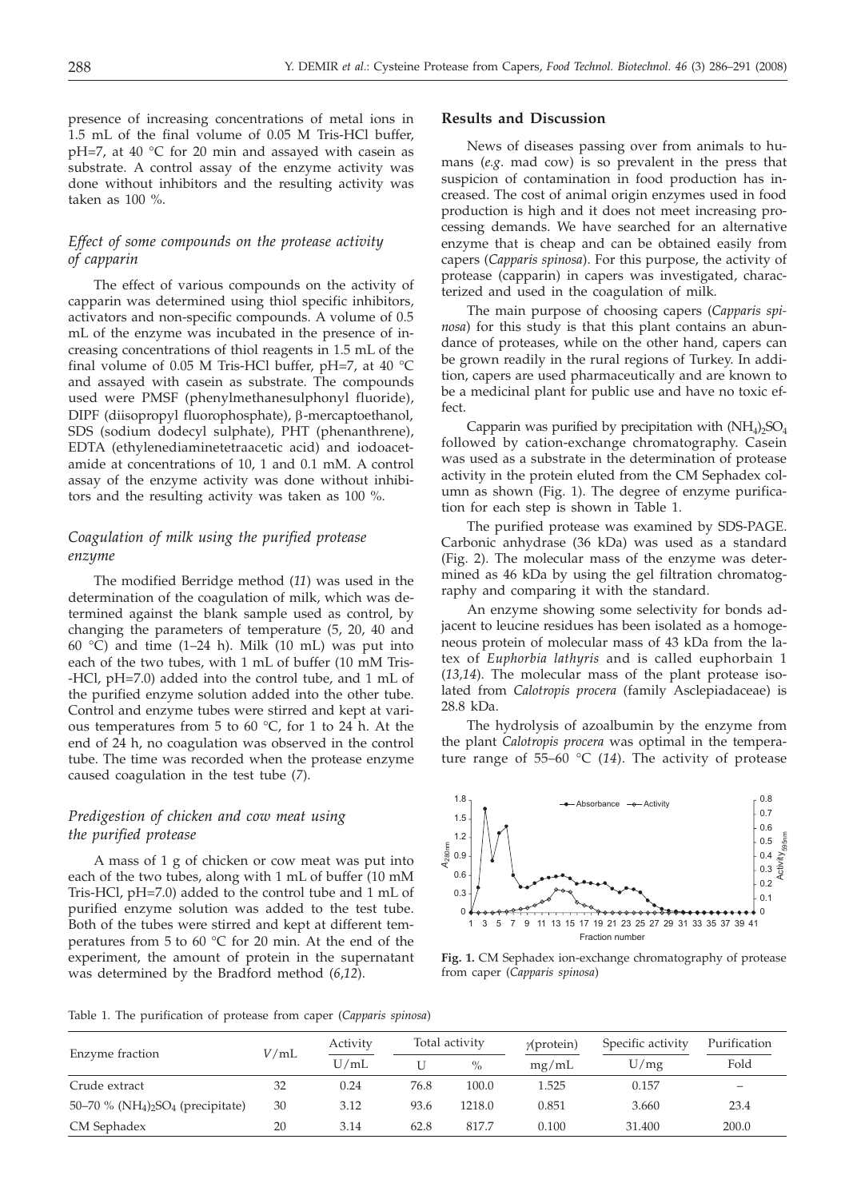presence of increasing concentrations of metal ions in 1.5 mL of the final volume of 0.05 M Tris-HCl buffer, pH=7, at 40 °C for 20 min and assayed with casein as substrate. A control assay of the enzyme activity was done without inhibitors and the resulting activity was taken as 100 %.

### *Effect of some compounds on the protease activity of capparin*

The effect of various compounds on the activity of capparin was determined using thiol specific inhibitors, activators and non-specific compounds. A volume of 0.5 mL of the enzyme was incubated in the presence of increasing concentrations of thiol reagents in 1.5 mL of the final volume of 0.05 M Tris-HCl buffer, pH=7, at 40 °C and assayed with casein as substrate. The compounds used were PMSF (phenylmethanesulphonyl fluoride), DIPF (diisopropyl fluorophosphate), β-mercaptoethanol, SDS (sodium dodecyl sulphate), PHT (phenanthrene), EDTA (ethylenediaminetetraacetic acid) and iodoacetamide at concentrations of 10, 1 and 0.1 mM. A control assay of the enzyme activity was done without inhibitors and the resulting activity was taken as 100 %.

### *Coagulation of milk using the purified protease enzyme*

The modified Berridge method (*11*) was used in the determination of the coagulation of milk, which was determined against the blank sample used as control, by changing the parameters of temperature (5, 20, 40 and 60 °C) and time (1–24 h). Milk (10 mL) was put into each of the two tubes, with 1 mL of buffer (10 mM Tris-HCl, pH=7.0) added into the control tube, and 1 mL of the purified enzyme solution added into the other tube. Control and enzyme tubes were stirred and kept at various temperatures from 5 to 60 °C, for 1 to 24 h. At the end of 24 h, no coagulation was observed in the control tube. The time was recorded when the protease enzyme caused coagulation in the test tube (*7*).

### *Predigestion of chicken and cow meat using the purified protease*

A mass of 1 g of chicken or cow meat was put into each of the two tubes, along with 1 mL of buffer (10 mM Tris-HCl, pH=7.0) added to the control tube and 1 mL of purified enzyme solution was added to the test tube. Both of the tubes were stirred and kept at different temperatures from 5 to 60 °C for 20 min. At the end of the experiment, the amount of protein in the supernatant was determined by the Bradford method (*6,12*).

## Results and Discussion

News of diseases passing over from animals to humans (*e.g.* mad cow) is so prevalent in the press that suspicion of contamination in food production has increased. The cost of animal origin enzymes used in food production is high and it does not meet increasing processing demands. We have searched for an alternative enzyme that is cheap and can be obtained easily from capers (*Capparis spinosa*). For this purpose, the activity of protease (capparin) in capers was investigated, characterized and used in the coagulation of milk.

The main purpose of choosing capers (*Capparis spinosa*) for this study is that this plant contains an abundance of proteases, while on the other hand, capers can be grown readily in the rural regions of Turkey. In addition, capers are used pharmaceutically and are known to be a medicinal plant for public use and have no toxic effect.

Capparin was purified by precipitation with $(NH_4)_2SO_4$ followed by cation-exchange chromatography. Casein was used as a substrate in the determination of protease activity in the protein eluted from the CM Sephadex column as shown (Fig. 1). The degree of enzyme purification for each step is shown in Table 1.

The purified protease was examined by SDS-PAGE. Carbonic anhydrase (36 kDa) was used as a standard (Fig. 2). The molecular mass of the enzyme was determined as 46 kDa by using the gel filtration chromatography and comparing it with the standard.

An enzyme showing some selectivity for bonds adjacent to leucine residues has been isolated as a homogeneous protein of molecular mass of 43 kDa from the latex of *Euphorbia lathyris* and is called euphorbain 1 (*13,14*). The molecular mass of the plant protease isolated from *Calotropis procera* (family Asclepiadaceae) is 28.8 kDa.

The hydrolysis of azoalbumin by the enzyme from the plant *Calotropis procera* was optimal in the temperature range of 55–60 °C (*14*). The activity of protease

**Fig. 1.** CM Sephadex ion-exchange chromatography of protease from caper (*Capparis spinosa*)

Table 1. The purification of protease from caper (*Capparis spinosa*)

| Enzyme fraction | $V$/mL | Activity | Total activity | | $\gamma$(protein) | Specific activity | Purification |
|---|---|---|---|---|---|---|---|
| | | U/mL | U | % | mg/mL | U/mg | Fold |
| Crude extract | 32 | 0.24 | 76.8 | 100.0 | 1.525 | 0.157 | – |
| 50–70 % $(NH_4)_2SO_4$ (precipitate) | 30 | 3.12 | 93.6 | 1218.0 | 0.851 | 3.660 | 23.4 |
| CM Sephadex | 20 | 3.14 | 62.8 | 817.7 | 0.100 | 31.400 | 200.0 |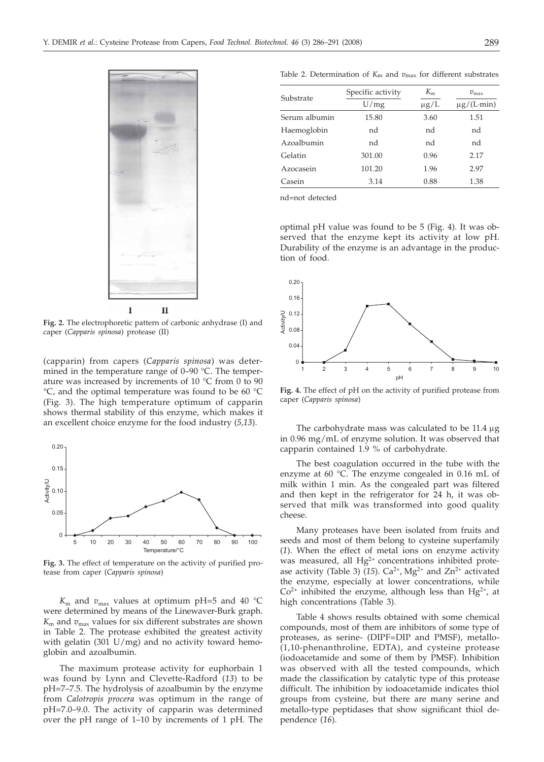**Fig. 2.** The electrophoretic pattern of carbonic anhydrase (I) and caper (*Capparis spinosa*) protease (II)

(capparin) from capers (*Capparis spinosa*) was determined in the temperature range of 0–90 °C. The temperature was increased by increments of 10 °C from 0 to 90 °C, and the optimal temperature was found to be 60 °C (Fig. 3). The high temperature optimum of capparin shows thermal stability of this enzyme, which makes it an excellent choice enzyme for the food industry (*5,13*).

**Fig. 3.** The effect of temperature on the activity of purified protease from caper (*Capparis spinosa*)

$K_m$ and $v_{max}$ values at optimum pH=5 and 40 °C were determined by means of the Linewaver-Burk graph. $K_m$ and $v_{max}$ values for six different substrates are shown in Table 2. The protease exhibited the greatest activity with gelatin (301 U/mg) and no activity toward hemoglobin and azoalbumin.

The maximum protease activity for euphorbain 1 was found by Lynn and Clevette-Radford (*13*) to be pH=7–7.5. The hydrolysis of azoalbumin by the enzyme from *Calotropis procera* was optimum in the range of pH=7.0–9.0. The activity of capparin was determined over the pH range of 1–10 by increments of 1 pH. The

Table 2. Determination of $K_m$ and $v_{max}$ for different substrates

| Substrate | Specific activity | $K_m$ | $v_{max}$ |
|---|---|---|---|
| | U/mg | μg/L | μg/(L·min) |
| Serum albumin | 15.80 | 3.60 | 1.51 |
| Haemoglobin | nd | nd | nd |
| Azoalbumin | nd | nd | nd |
| Gelatin | 301.00 | 0.96 | 2.17 |
| Azocasein | 101.20 | 1.96 | 2.97 |
| Casein | 3.14 | 0.88 | 1.38 |

nd=not detected

optimal pH value was found to be 5 (Fig. 4). It was observed that the enzyme kept its activity at low pH. Durability of the enzyme is an advantage in the production of food.

**Fig. 4.** The effect of pH on the activity of purified protease from caper (*Capparis spinosa*)

The carbohydrate mass was calculated to be 11.4 μg in 0.96 mg/mL of enzyme solution. It was observed that capparin contained 1.9 % of carbohydrate.

The best coagulation occurred in the tube with the enzyme at 60 °C. The enzyme congealed in 0.16 mL of milk within 1 min. As the congealed part was filtered and then kept in the refrigerator for 24 h, it was observed that milk was transformed into good quality cheese.

Many proteases have been isolated from fruits and seeds and most of them belong to cysteine superfamily (*1*). When the effect of metal ions on enzyme activity was measured, all $Hg^{2+}$ concentrations inhibited protease activity (Table 3) (*15*). $Ca^{2+}$, $Mg^{2+}$ and $Zn^{2+}$ activated the enzyme, especially at lower concentrations, while $Co^{2+}$ inhibited the enzyme, although less than $Hg^{2+}$, at high concentrations (Table 3).

Table 4 shows results obtained with some chemical compounds, most of them are inhibitors of some type of proteases, as serine- (DIPF=DIP and PMSF), metallo- (1,10-phenanthroline, EDTA), and cysteine protease (iodoacetamide and some of them by PMSF). Inhibition was observed with all the tested compounds, which made the classification by catalytic type of this protease difficult. The inhibition by iodoacetamide indicates thiol groups from cysteine, but there are many serine and metallo-type peptidases that show significant thiol dependence (*16*).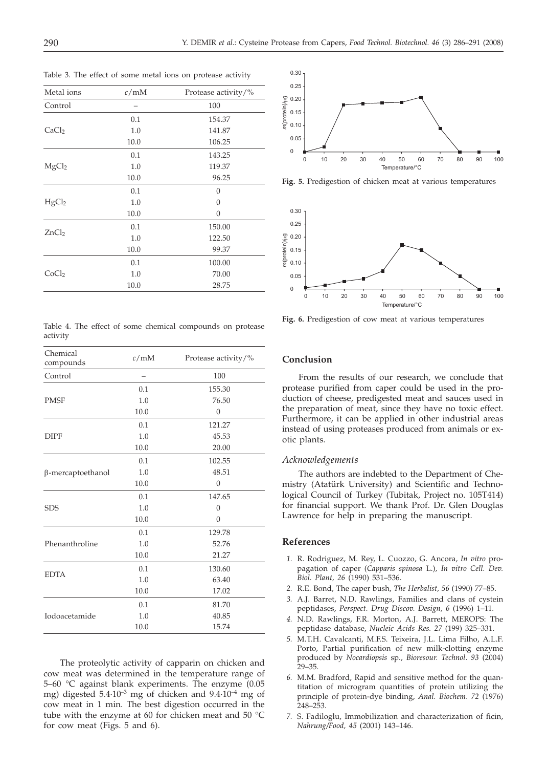Table 3. The effect of some metal ions on protease activity

| Metal ions | $c$/mM | Protease activity/% |
|---|---|---|
| Control | – | 100 |
| $CaCl_2$ | 0.1 | 154.37 |
| | 1.0 | 141.87 |
| | 10.0 | 106.25 |
| $MgCl_2$ | 0.1 | 143.25 |
| | 1.0 | 119.37 |
| | 10.0 | 96.25 |
| $HgCl_2$ | 0.1 | 0 |
| | 1.0 | 0 |
| | 10.0 | 0 |
| $ZnCl_2$ | 0.1 | 150.00 |
| | 1.0 | 122.50 |
| | 10.0 | 99.37 |
| $CoCl_2$ | 0.1 | 100.00 |
| | 1.0 | 70.00 |
| | 10.0 | 28.75 |

Table 4. The effect of some chemical compounds on protease activity

| Chemical compounds | $c$/mM | Protease activity/% |
|---|---|---|
| Control | – | 100 |
| PMSF | 0.1 | 155.30 |
| | 1.0 | 76.50 |
| | 10.0 | 0 |
| DIPF | 0.1 | 121.27 |
| | 1.0 | 45.53 |
| | 10.0 | 20.00 |
| β-mercaptoethanol | 0.1 | 102.55 |
| | 1.0 | 48.51 |
| | 10.0 | 0 |
| SDS | 0.1 | 147.65 |
| | 1.0 | 0 |
| | 10.0 | 0 |
| Phenanthroline | 0.1 | 129.78 |
| | 1.0 | 52.76 |
| | 10.0 | 21.27 |
| EDTA | 0.1 | 130.60 |
| | 1.0 | 63.40 |
| | 10.0 | 17.02 |
| Iodoacetamide | 0.1 | 81.70 |
| | 1.0 | 40.85 |
| | 10.0 | 15.74 |

The proteolytic activity of capparin on chicken and cow meat was determined in the temperature range of 5–60 °C against blank experiments. The enzyme (0.05 mg) digested $5.4\cdot10^{-3}$ mg of chicken and $9.4\cdot10^{-4}$ mg of cow meat in 1 min. The best digestion occurred in the tube with the enzyme at 60 for chicken meat and 50 °C for cow meat (Figs. 5 and 6).

**Fig. 5.** Predigestion of chicken meat at various temperatures

**Fig. 6.** Predigestion of cow meat at various temperatures

## Conclusion

From the results of our research, we conclude that protease purified from caper could be used in the production of cheese, predigested meat and sauces used in the preparation of meat, since they have no toxic effect. Furthermore, it can be applied in other industrial areas instead of using proteases produced from animals or exotic plants.

### *Acknowledgements*

The authors are indebted to the Department of Chemistry (Atatürk University) and Scientific and Technological Council of Turkey (Tubitak, Project no. 105T414) for financial support. We thank Prof. Dr. Glen Douglas Lawrence for help in preparing the manuscript.

## References

1. R. Rodriguez, M. Rey, L. Cuozzo, G. Ancora, *In vitro* propagation of caper (*Capparis spinosa* L.), *In vitro Cell. Dev. Biol. Plant*, *26* (1990) 531–536.
2. R.E. Bond, The caper bush, *The Herbalist*, *56* (1990) 77–85.
3. A.J. Barret, N.D. Rawlings, Families and clans of cystein peptidases, *Perspect. Drug Discov. Design*, *6* (1996) 1–11.
4. N.D. Rawlings, F.R. Morton, A.J. Barrett, MEROPS: The peptidase database, *Nucleic Acids Res. 27* (199) 325–331.
5. M.T.H. Cavalcanti, M.F.S. Teixeira, J.L. Lima Filho, A.L.F. Porto, Partial purification of new milk-clotting enzyme produced by *Nocardiopsis* sp., *Bioresour. Technol*. *93* (2004) 29–35.
6. M.M. Bradford, Rapid and sensitive method for the quantitation of microgram quantities of protein utilizing the principle of protein-dye binding, *Anal. Biochem*. *72* (1976) 248–253.
7. S. Fadiloglu, Immobilization and characterization of ficin, *Nahrung/Food*, *45* (2001) 143–146.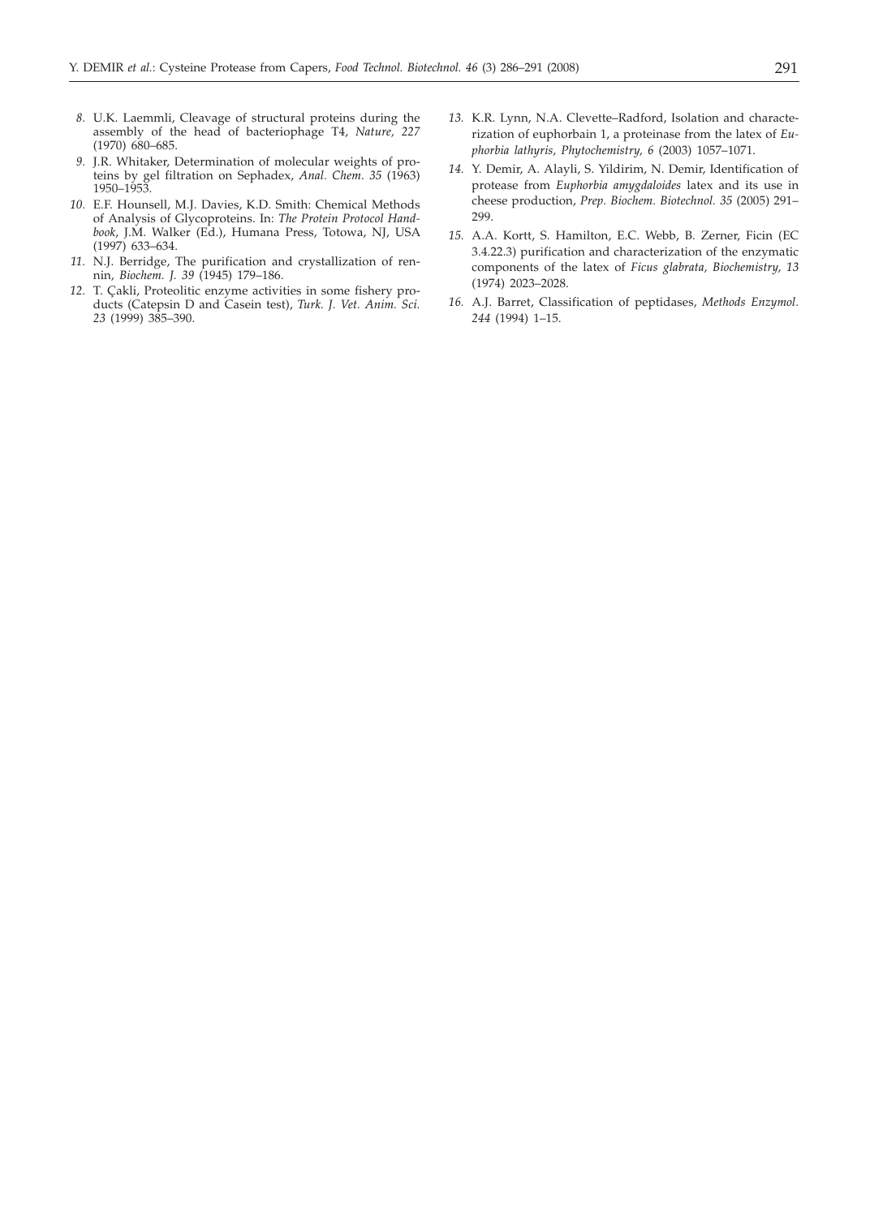8. U.K. Laemmli, Cleavage of structural proteins during the assembly of the head of bacteriophage T4, *Nature, 227* (1970) 680–685.
9. J.R. Whitaker, Determination of molecular weights of proteins by gel filtration on Sephadex, *Anal. Chem. 35* (1963) 1950–1953.
10. E.F. Hounsell, M.J. Davies, K.D. Smith: Chemical Methods of Analysis of Glycoproteins. In: *The Protein Protocol Handbook*, J.M. Walker (Ed.), Humana Press, Totowa, NJ, USA (1997) 633–634.
11. N.J. Berridge, The purification and crystallization of rennin, *Biochem. J. 39* (1945) 179–186.
12. T. Çakli, Proteolitic enzyme activities in some fishery products (Catepsin D and Casein test), *Turk. J. Vet. Anim. Sci. 23* (1999) 385–390.
13. K.R. Lynn, N.A. Clevette–Radford, Isolation and characterization of euphorbain 1, a proteinase from the latex of *Euphorbia lathyris, Phytochemistry, 6* (2003) 1057–1071.
14. Y. Demir, A. Alayli, S. Yildirim, N. Demir, Identification of protease from *Euphorbia amygdaloides* latex and its use in cheese production, *Prep. Biochem. Biotechnol. 35* (2005) 291–299.
15. A.A. Kortt, S. Hamilton, E.C. Webb, B. Zerner, Ficin (EC 3.4.22.3) purification and characterization of the enzymatic components of the latex of *Ficus glabrata, Biochemistry*, *13* (1974) 2023–2028.
16. A.J. Barret, Classification of peptidases, *Methods Enzymol. 244* (1994) 1–15.